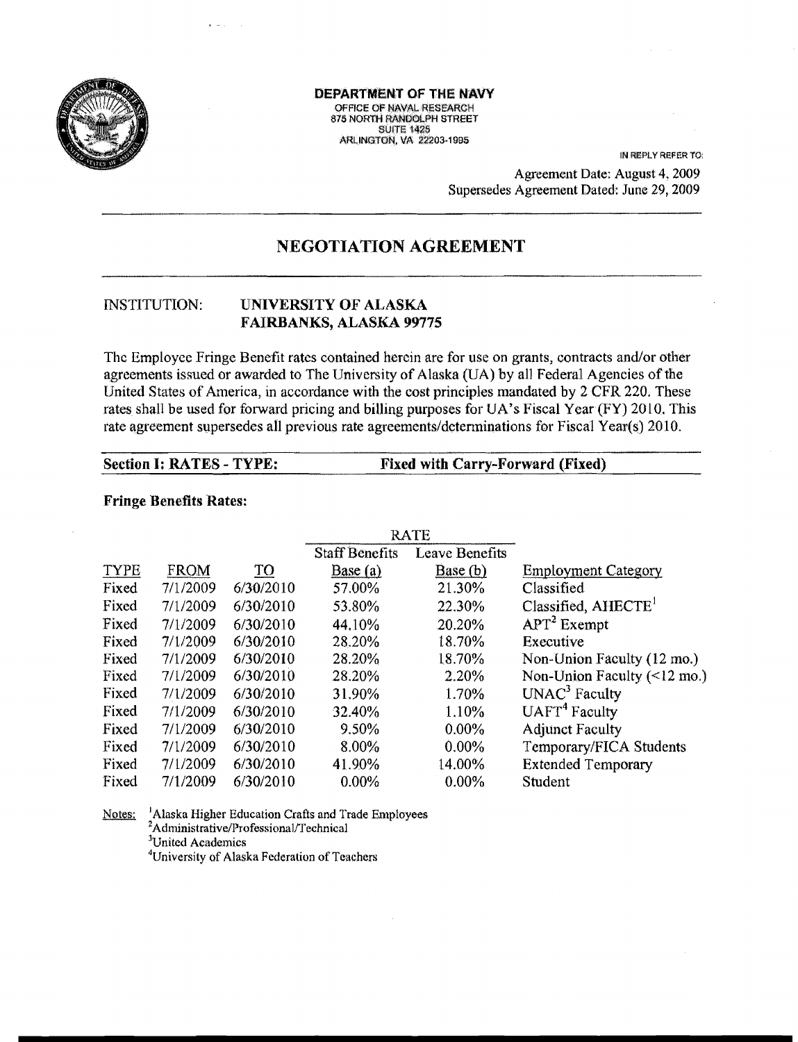**DEPARTMENT OF THE NAVY**
OFFICE OF NAVAL RESEARCH
875 NORTH RANDOLPH STREET
SUITE 1425
ARLINGTON, VA 22203-1995

IN REPLY REFER TO:

Agreement Date: August 4, 2009
Supersedes Agreement Dated: June 29, 2009

# NEGOTIATION AGREEMENT

INSTITUTION: **UNIVERSITY OF ALASKA**
**FAIRBANKS, ALASKA 99775**

The Employee Fringe Benefit rates contained herein are for use on grants, contracts and/or other agreements issued or awarded to The University of Alaska (UA) by all Federal Agencies of the United States of America, in accordance with the cost principles mandated by 2 CFR 220. These rates shall be used for forward pricing and billing purposes for UA's Fiscal Year (FY) 2010. This rate agreement supersedes all previous rate agreements/determinations for Fiscal Year(s) 2010.

**Section I: RATES - TYPE: Fixed with Carry-Forward (Fixed)**

**Fringe Benefits Rates:**

| | | | RATE | | |
|---|---|---|---|---|---|
| TYPE | FROM | TO | Staff Benefits Base (a) | Leave Benefits Base (b) | Employment Category |
| Fixed | 7/1/2009 | 6/30/2010 | 57.00% | 21.30% | Classified |
| Fixed | 7/1/2009 | 6/30/2010 | 53.80% | 22.30% | Classified, AHECTE[1] |
| Fixed | 7/1/2009 | 6/30/2010 | 44.10% | 20.20% | APT[2] Exempt |
| Fixed | 7/1/2009 | 6/30/2010 | 28.20% | 18.70% | Executive |
| Fixed | 7/1/2009 | 6/30/2010 | 28.20% | 18.70% | Non-Union Faculty (12 mo.) |
| Fixed | 7/1/2009 | 6/30/2010 | 28.20% | 2.20% | Non-Union Faculty (<12 mo.) |
| Fixed | 7/1/2009 | 6/30/2010 | 31.90% | 1.70% | UNAC[3] Faculty |
| Fixed | 7/1/2009 | 6/30/2010 | 32.40% | 1.10% | UAFT[4] Faculty |
| Fixed | 7/1/2009 | 6/30/2010 | 9.50% | 0.00% | Adjunct Faculty |
| Fixed | 7/1/2009 | 6/30/2010 | 8.00% | 0.00% | Temporary/FICA Students |
| Fixed | 7/1/2009 | 6/30/2010 | 41.90% | 14.00% | Extended Temporary |
| Fixed | 7/1/2009 | 6/30/2010 | 0.00% | 0.00% | Student |

Notes:
[1] Alaska Higher Education Crafts and Trade Employees
[2] Administrative/Professional/Technical
[3] United Academics
[4] University of Alaska Federation of Teachers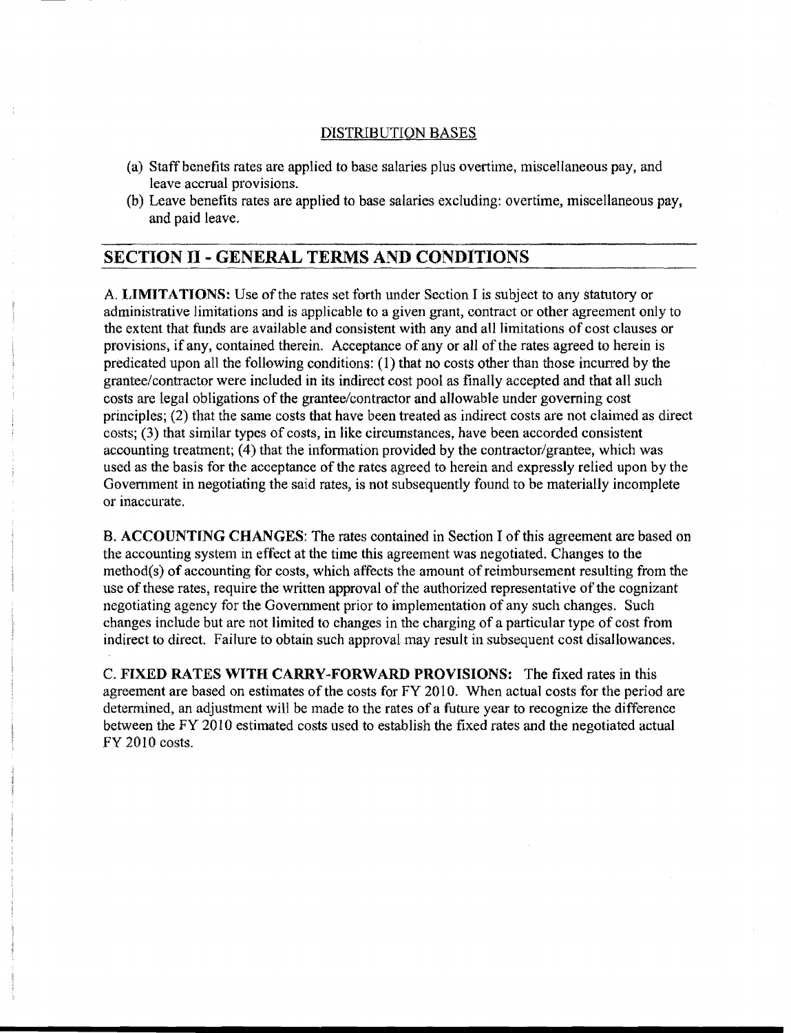DISTRIBUTION BASES

(a) Staff benefits rates are applied to base salaries plus overtime, miscellaneous pay, and leave accrual provisions.
(b) Leave benefits rates are applied to base salaries excluding: overtime, miscellaneous pay, and paid leave.

## SECTION II - GENERAL TERMS AND CONDITIONS

A. **LIMITATIONS:** Use of the rates set forth under Section I is subject to any statutory or administrative limitations and is applicable to a given grant, contract or other agreement only to the extent that funds are available and consistent with any and all limitations of cost clauses or provisions, if any, contained therein. Acceptance of any or all of the rates agreed to herein is predicated upon all the following conditions: (1) that no costs other than those incurred by the grantee/contractor were included in its indirect cost pool as finally accepted and that all such costs are legal obligations of the grantee/contractor and allowable under governing cost principles; (2) that the same costs that have been treated as indirect costs are not claimed as direct costs; (3) that similar types of costs, in like circumstances, have been accorded consistent accounting treatment; (4) that the information provided by the contractor/grantee, which was used as the basis for the acceptance of the rates agreed to herein and expressly relied upon by the Government in negotiating the said rates, is not subsequently found to be materially incomplete or inaccurate.

B. **ACCOUNTING CHANGES**: The rates contained in Section I of this agreement are based on the accounting system in effect at the time this agreement was negotiated. Changes to the method(s) of accounting for costs, which affects the amount of reimbursement resulting from the use of these rates, require the written approval of the authorized representative of the cognizant negotiating agency for the Government prior to implementation of any such changes. Such changes include but are not limited to changes in the charging of a particular type of cost from indirect to direct. Failure to obtain such approval may result in subsequent cost disallowances.

C. **FIXED RATES WITH CARRY-FORWARD PROVISIONS:** The fixed rates in this agreement are based on estimates of the costs for FY 2010. When actual costs for the period are determined, an adjustment will be made to the rates of a future year to recognize the difference between the FY 2010 estimated costs used to establish the fixed rates and the negotiated actual FY 2010 costs.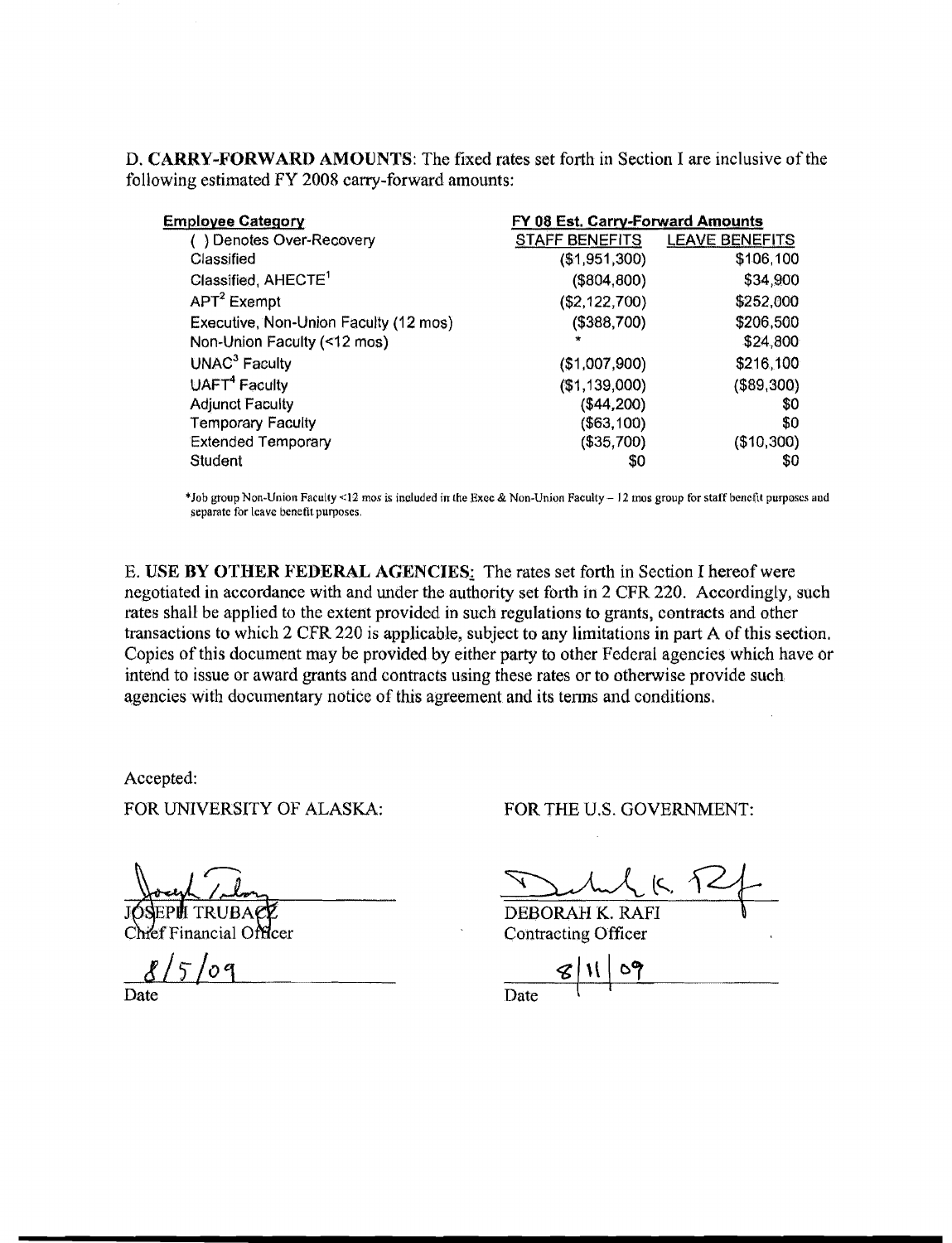D. **CARRY-FORWARD AMOUNTS**: The fixed rates set forth in Section I are inclusive of the following estimated FY 2008 carry-forward amounts:

| Employee Category | FY 08 Est. Carry-Forward Amounts | |
|---|---|---|
| ( ) Denotes Over-Recovery | STAFF BENEFITS | LEAVE BENEFITS |
| Classified | ($1,951,300) | $106,100 |
| Classified, AHECTE[1] | ($804,800) | $34,900 |
| APT[2] Exempt | ($2,122,700) | $252,000 |
| Executive, Non-Union Faculty (12 mos) | ($388,700) | $206,500 |
| Non-Union Faculty (<12 mos) | * | $24,800 |
| UNAC[3] Faculty | ($1,007,900) | $216,100 |
| UAFT[4] Faculty | ($1,139,000) | ($89,300) |
| Adjunct Faculty | ($44,200) | $0 |
| Temporary Faculty | ($63,100) | $0 |
| Extended Temporary | ($35,700) | ($10,300) |
| Student | $0 | $0 |

*Job group Non-Union Faculty <12 mos is included in the Exec & Non-Union Faculty – 12 mos group for staff benefit purposes and separate for leave benefit purposes.

E. **USE BY OTHER FEDERAL AGENCIES**: The rates set forth in Section I hereof were negotiated in accordance with and under the authority set forth in 2 CFR 220. Accordingly, such rates shall be applied to the extent provided in such regulations to grants, contracts and other transactions to which 2 CFR 220 is applicable, subject to any limitations in part A of this section. Copies of this document may be provided by either party to other Federal agencies which have or intend to issue or award grants and contracts using these rates or to otherwise provide such agencies with documentary notice of this agreement and its terms and conditions.

Accepted:

FOR UNIVERSITY OF ALASKA:

JOSEPH TRUBACZ
Chief Financial Officer

8/5/09
Date

FOR THE U.S. GOVERNMENT:

DEBORAH K. RAFI
Contracting Officer

8/11/09
Date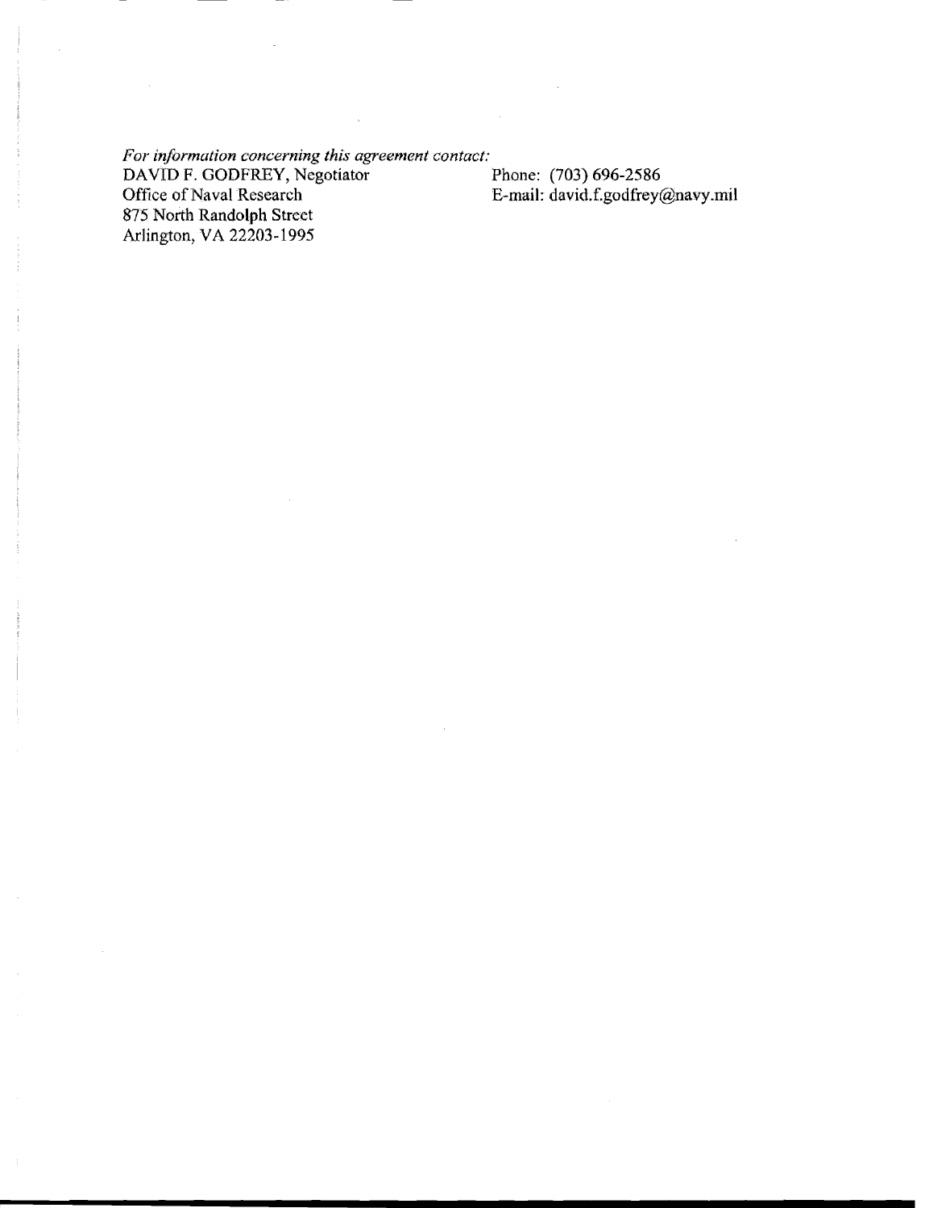*For information concerning this agreement contact:*

DAVID F. GODFREY, Negotiator
Office of Naval Research
875 North Randolph Street
Arlington, VA 22203-1995

Phone: (703) 696-2586
E-mail: david.f.godfrey@navy.mil